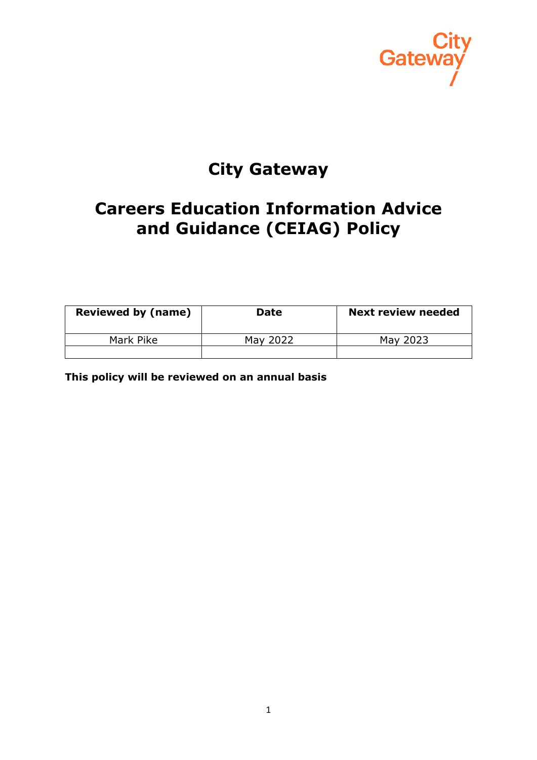# City Gateway

## Careers Education Information Advice and Guidance (CEIAG) Policy

| Reviewed by (name) | Date | Next review needed |
|---|---|---|
| Mark Pike | May 2022 | May 2023 |
| | | |

**This policy will be reviewed on an annual basis**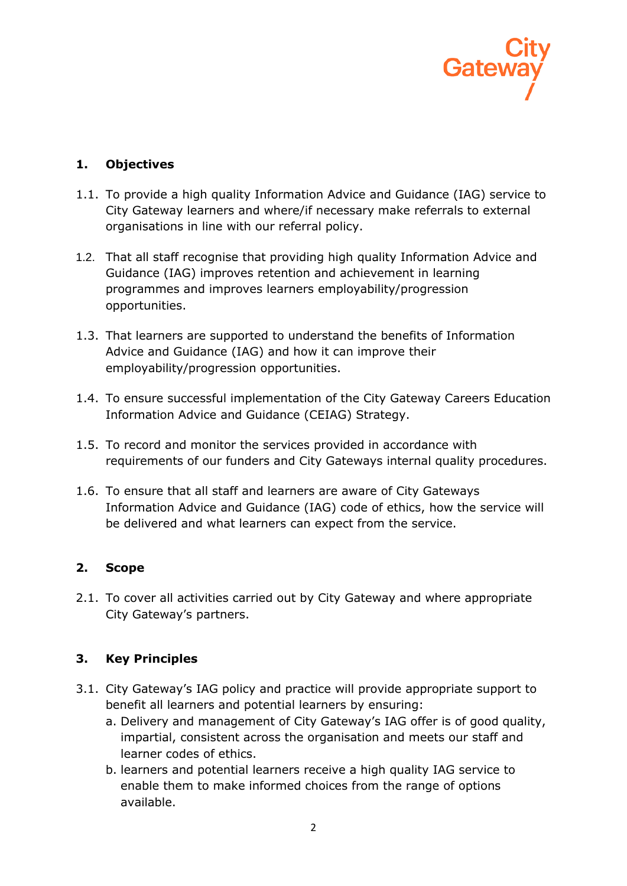## 1. Objectives

1.1. To provide a high quality Information Advice and Guidance (IAG) service to City Gateway learners and where/if necessary make referrals to external organisations in line with our referral policy.

1.2. That all staff recognise that providing high quality Information Advice and Guidance (IAG) improves retention and achievement in learning programmes and improves learners employability/progression opportunities.

1.3. That learners are supported to understand the benefits of Information Advice and Guidance (IAG) and how it can improve their employability/progression opportunities.

1.4. To ensure successful implementation of the City Gateway Careers Education Information Advice and Guidance (CEIAG) Strategy.

1.5. To record and monitor the services provided in accordance with requirements of our funders and City Gateways internal quality procedures.

1.6. To ensure that all staff and learners are aware of City Gateways Information Advice and Guidance (IAG) code of ethics, how the service will be delivered and what learners can expect from the service.

## 2. Scope

2.1. To cover all activities carried out by City Gateway and where appropriate City Gateway's partners.

## 3. Key Principles

3.1. City Gateway's IAG policy and practice will provide appropriate support to benefit all learners and potential learners by ensuring:

a. Delivery and management of City Gateway's IAG offer is of good quality, impartial, consistent across the organisation and meets our staff and learner codes of ethics.

b. learners and potential learners receive a high quality IAG service to enable them to make informed choices from the range of options available.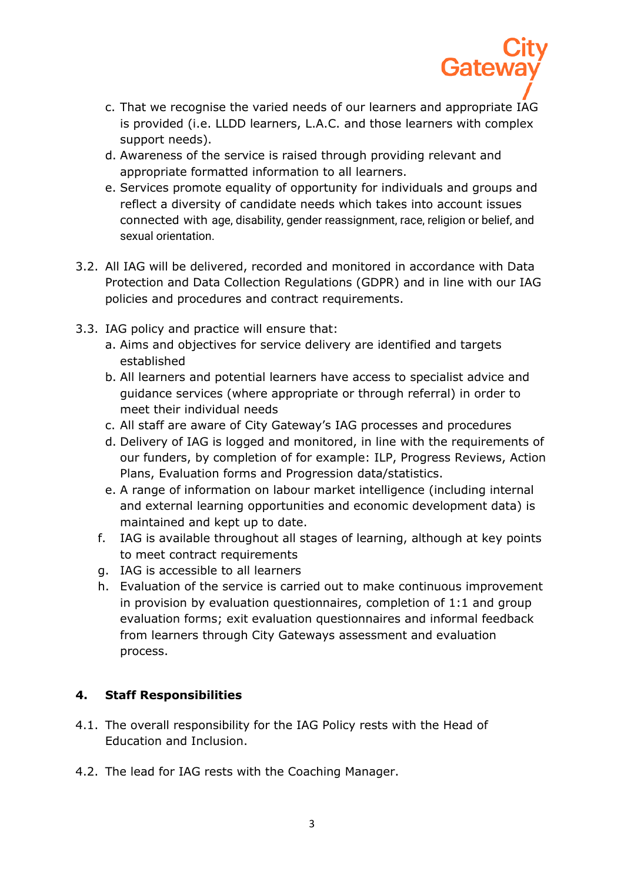c. That we recognise the varied needs of our learners and appropriate IAG is provided (i.e. LLDD learners, L.A.C. and those learners with complex support needs).
d. Awareness of the service is raised through providing relevant and appropriate formatted information to all learners.
e. Services promote equality of opportunity for individuals and groups and reflect a diversity of candidate needs which takes into account issues connected with age, disability, gender reassignment, race, religion or belief, and sexual orientation.

3.2. All IAG will be delivered, recorded and monitored in accordance with Data Protection and Data Collection Regulations (GDPR) and in line with our IAG policies and procedures and contract requirements.

3.3. IAG policy and practice will ensure that:
a. Aims and objectives for service delivery are identified and targets established
b. All learners and potential learners have access to specialist advice and guidance services (where appropriate or through referral) in order to meet their individual needs
c. All staff are aware of City Gateway's IAG processes and procedures
d. Delivery of IAG is logged and monitored, in line with the requirements of our funders, by completion of for example: ILP, Progress Reviews, Action Plans, Evaluation forms and Progression data/statistics.
e. A range of information on labour market intelligence (including internal and external learning opportunities and economic development data) is maintained and kept up to date.
f. IAG is available throughout all stages of learning, although at key points to meet contract requirements
g. IAG is accessible to all learners
h. Evaluation of the service is carried out to make continuous improvement in provision by evaluation questionnaires, completion of 1:1 and group evaluation forms; exit evaluation questionnaires and informal feedback from learners through City Gateways assessment and evaluation process.

## 4. Staff Responsibilities

4.1. The overall responsibility for the IAG Policy rests with the Head of Education and Inclusion.

4.2. The lead for IAG rests with the Coaching Manager.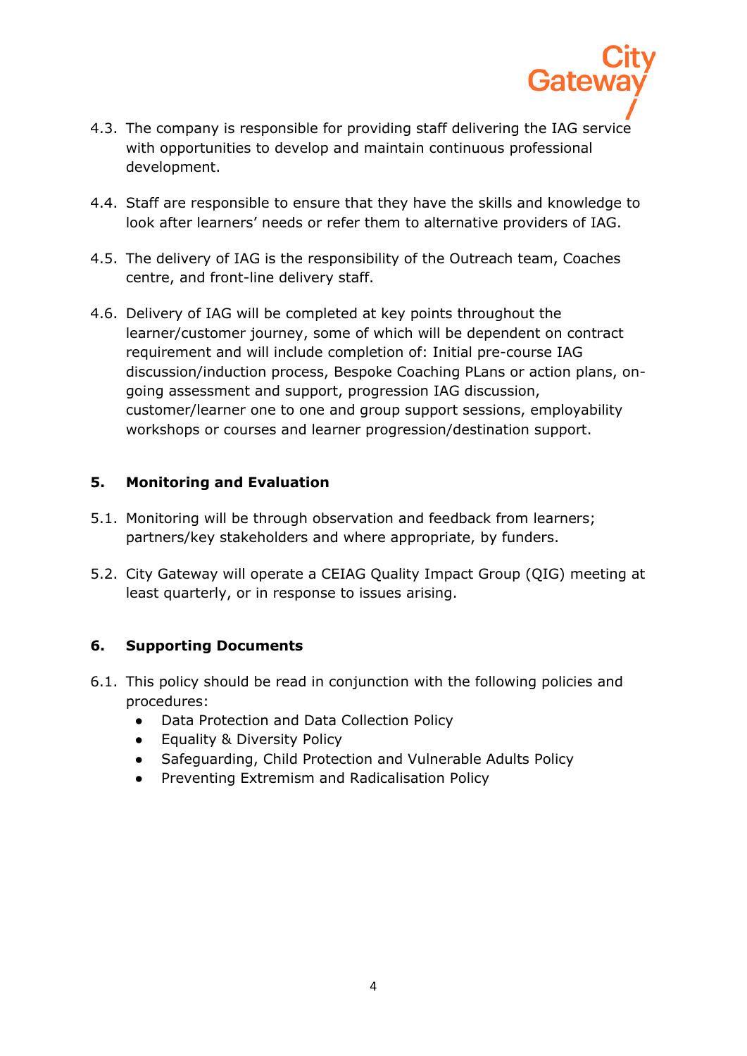4.3. The company is responsible for providing staff delivering the IAG service with opportunities to develop and maintain continuous professional development.

4.4. Staff are responsible to ensure that they have the skills and knowledge to look after learners' needs or refer them to alternative providers of IAG.

4.5. The delivery of IAG is the responsibility of the Outreach team, Coaches centre, and front-line delivery staff.

4.6. Delivery of IAG will be completed at key points throughout the learner/customer journey, some of which will be dependent on contract requirement and will include completion of: Initial pre-course IAG discussion/induction process, Bespoke Coaching PLans or action plans, on-going assessment and support, progression IAG discussion, customer/learner one to one and group support sessions, employability workshops or courses and learner progression/destination support.

## 5. Monitoring and Evaluation

5.1. Monitoring will be through observation and feedback from learners; partners/key stakeholders and where appropriate, by funders.

5.2. City Gateway will operate a CEIAG Quality Impact Group (QIG) meeting at least quarterly, or in response to issues arising.

## 6. Supporting Documents

6.1. This policy should be read in conjunction with the following policies and procedures:

- Data Protection and Data Collection Policy
- Equality & Diversity Policy
- Safeguarding, Child Protection and Vulnerable Adults Policy
- Preventing Extremism and Radicalisation Policy